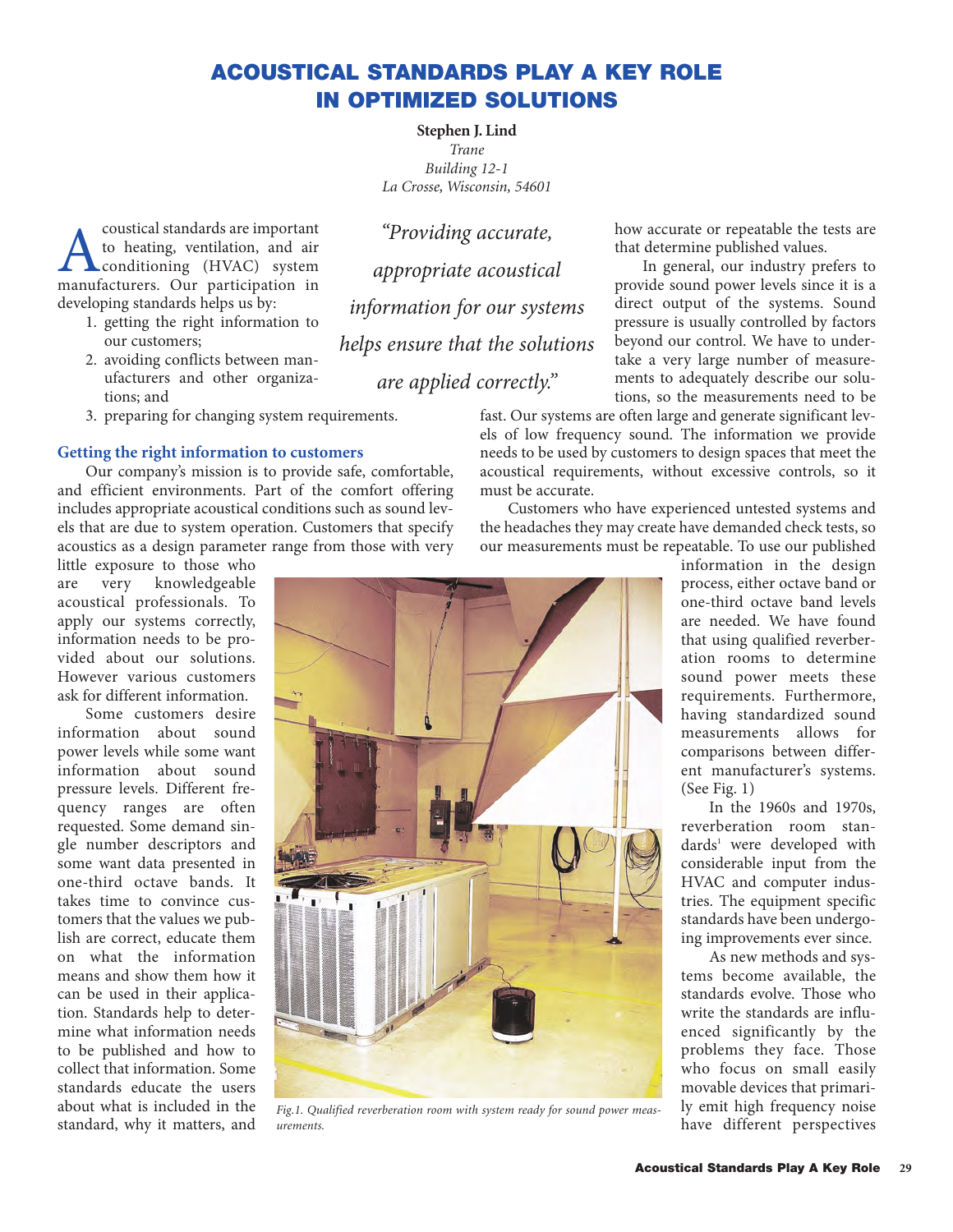# ACOUSTICAL STANDARDS PLAY A KEY ROLE IN OPTIMIZED SOLUTIONS

**Stephen J. Lind**

*Trane*
*Building 12-1*
*La Crosse, Wisconsin, 54601*

Acoustical standards are important to heating, ventilation, and air conditioning (HVAC) system manufacturers. Our participation in developing standards helps us by:

1. getting the right information to our customers;
2. avoiding conflicts between manufacturers and other organizations; and
3. preparing for changing system requirements.

*"Providing accurate, appropriate acoustical information for our systems helps ensure that the solutions are applied correctly."*

## Getting the right information to customers

Our company's mission is to provide safe, comfortable, and efficient environments. Part of the comfort offering includes appropriate acoustical conditions such as sound levels that are due to system operation. Customers that specify acoustics as a design parameter range from those with very little exposure to those who are very knowledgeable acoustical professionals. To apply our systems correctly, information needs to be provided about our solutions. However various customers ask for different information.

Some customers desire information about sound power levels while some want information about sound pressure levels. Different frequency ranges are often requested. Some demand single number descriptors and some want data presented in one-third octave bands. It takes time to convince customers that the values we publish are correct, educate them on what the information means and show them how it can be used in their application. Standards help to determine what information needs to be published and how to collect that information. Some standards educate the users about what is included in the standard, why it matters, and how accurate or repeatable the tests are that determine published values.

In general, our industry prefers to provide sound power levels since it is a direct output of the systems. Sound pressure is usually controlled by factors beyond our control. We have to undertake a very large number of measurements to adequately describe our solutions, so the measurements need to be fast. Our systems are often large and generate significant levels of low frequency sound. The information we provide needs to be used by customers to design spaces that meet the acoustical requirements, without excessive controls, so it must be accurate.

Customers who have experienced untested systems and the headaches they may create have demanded check tests, so our measurements must be repeatable. To use our published information in the design process, either octave band or one-third octave band levels are needed. We have found that using qualified reverberation rooms to determine sound power meets these requirements. Furthermore, having standardized sound measurements allows for comparisons between different manufacturer's systems. (See Fig. 1)

*Fig.1. Qualified reverberation room with system ready for sound power measurements.*

In the 1960s and 1970s, reverberation room standards[1] were developed with considerable input from the HVAC and computer industries. The equipment specific standards have been undergoing improvements ever since.

As new methods and systems become available, the standards evolve. Those who write the standards are influenced significantly by the problems they face. Those who focus on small easily movable devices that primarily emit high frequency noise have different perspectives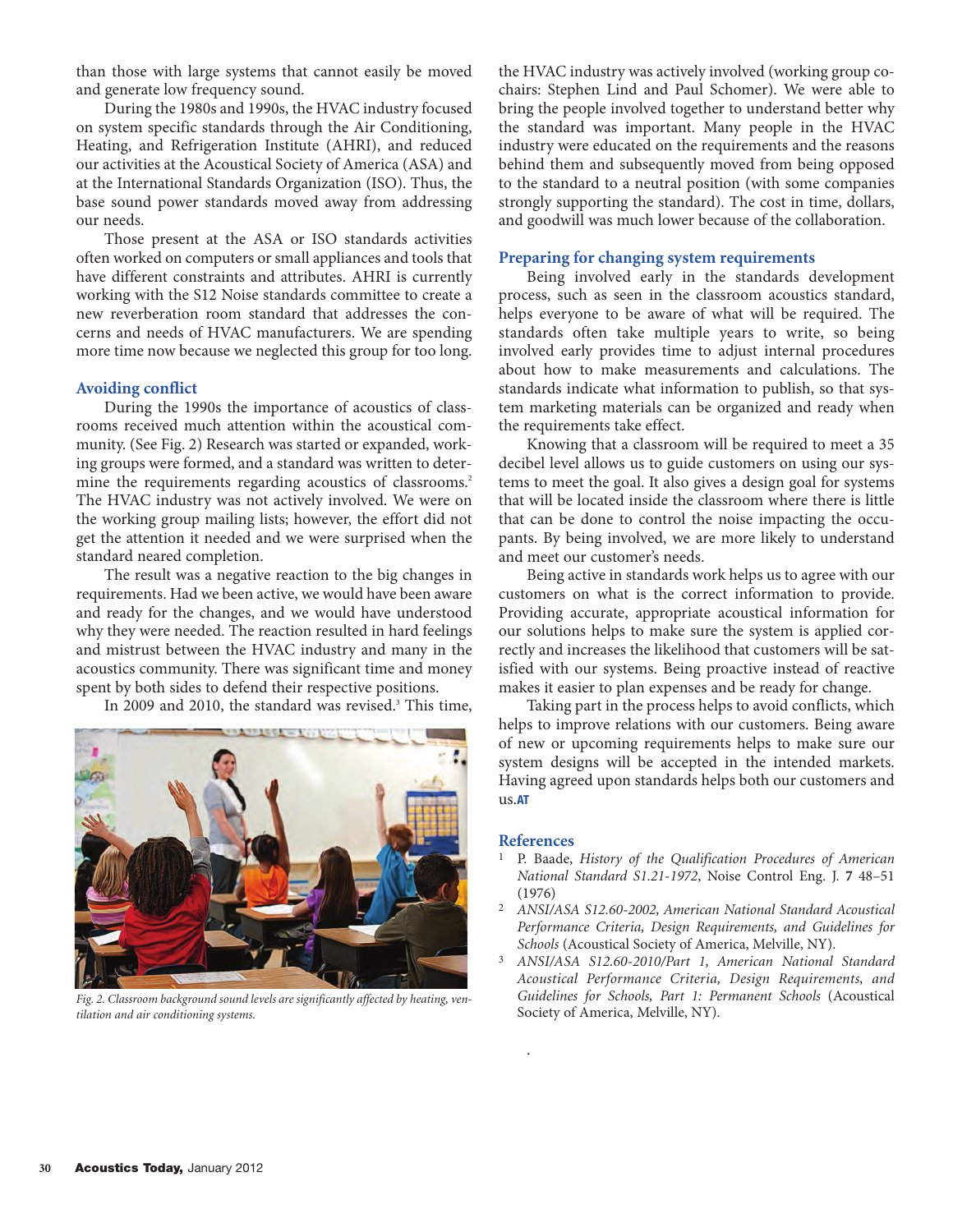than those with large systems that cannot easily be moved and generate low frequency sound.

During the 1980s and 1990s, the HVAC industry focused on system specific standards through the Air Conditioning, Heating, and Refrigeration Institute (AHRI), and reduced our activities at the Acoustical Society of America (ASA) and at the International Standards Organization (ISO). Thus, the base sound power standards moved away from addressing our needs.

Those present at the ASA or ISO standards activities often worked on computers or small appliances and tools that have different constraints and attributes. AHRI is currently working with the S12 Noise standards committee to create a new reverberation room standard that addresses the concerns and needs of HVAC manufacturers. We are spending more time now because we neglected this group for too long.

## Avoiding conflict

During the 1990s the importance of acoustics of classrooms received much attention within the acoustical community. (See Fig. 2) Research was started or expanded, working groups were formed, and a standard was written to determine the requirements regarding acoustics of classrooms.[2] The HVAC industry was not actively involved. We were on the working group mailing lists; however, the effort did not get the attention it needed and we were surprised when the standard neared completion.

The result was a negative reaction to the big changes in requirements. Had we been active, we would have been aware and ready for the changes, and we would have understood why they were needed. The reaction resulted in hard feelings and mistrust between the HVAC industry and many in the acoustics community. There was significant time and money spent by both sides to defend their respective positions.

In 2009 and 2010, the standard was revised.[3] This time, the HVAC industry was actively involved (working group co-chairs: Stephen Lind and Paul Schomer). We were able to bring the people involved together to understand better why the standard was important. Many people in the HVAC industry were educated on the requirements and the reasons behind them and subsequently moved from being opposed to the standard to a neutral position (with some companies strongly supporting the standard). The cost in time, dollars, and goodwill was much lower because of the collaboration.

*Fig. 2. Classroom background sound levels are significantly affected by heating, ventilation and air conditioning systems.*

## Preparing for changing system requirements

Being involved early in the standards development process, such as seen in the classroom acoustics standard, helps everyone to be aware of what will be required. The standards often take multiple years to write, so being involved early provides time to adjust internal procedures about how to make measurements and calculations. The standards indicate what information to publish, so that system marketing materials can be organized and ready when the requirements take effect.

Knowing that a classroom will be required to meet a 35 decibel level allows us to guide customers on using our systems to meet the goal. It also gives a design goal for systems that will be located inside the classroom where there is little that can be done to control the noise impacting the occupants. By being involved, we are more likely to understand and meet our customer's needs.

Being active in standards work helps us to agree with our customers on what is the correct information to provide. Providing accurate, appropriate acoustical information for our solutions helps to make sure the system is applied correctly and increases the likelihood that customers will be satisfied with our systems. Being proactive instead of reactive makes it easier to plan expenses and be ready for change.

Taking part in the process helps to avoid conflicts, which helps to improve relations with our customers. Being aware of new or upcoming requirements helps to make sure our system designs will be accepted in the intended markets. Having agreed upon standards helps both our customers and us.**AT**

## References

1. P. Baade, *History of the Qualification Procedures of American National Standard S1.21-1972*, Noise Control Eng. J. **7** 48–51 (1976)
2. *ANSI/ASA S12.60-2002, American National Standard Acoustical Performance Criteria, Design Requirements, and Guidelines for Schools* (Acoustical Society of America, Melville, NY).
3. *ANSI/ASA S12.60-2010/Part 1, American National Standard Acoustical Performance Criteria, Design Requirements, and Guidelines for Schools, Part 1: Permanent Schools* (Acoustical Society of America, Melville, NY).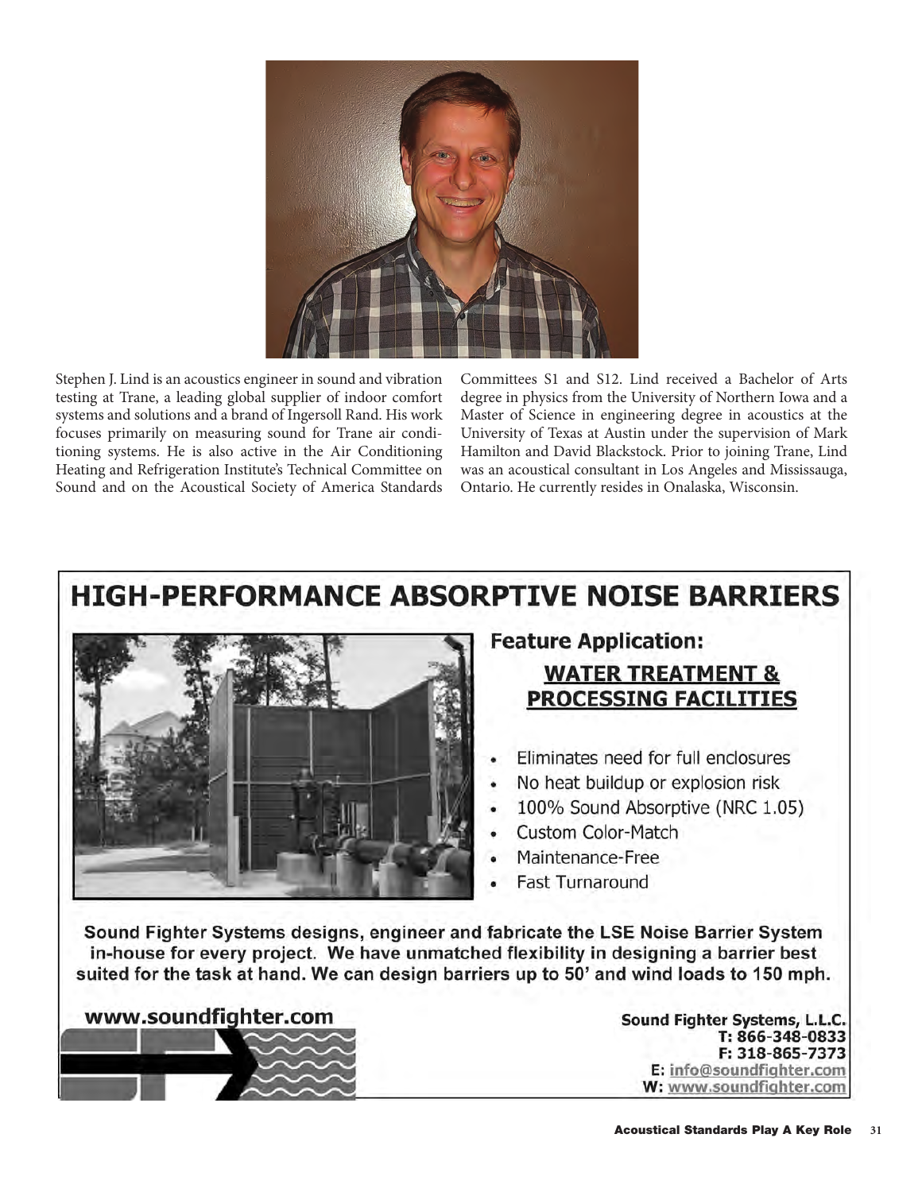Stephen J. Lind is an acoustics engineer in sound and vibration testing at Trane, a leading global supplier of indoor comfort systems and solutions and a brand of Ingersoll Rand. His work focuses primarily on measuring sound for Trane air conditioning systems. He is also active in the Air Conditioning Heating and Refrigeration Institute's Technical Committee on Sound and on the Acoustical Society of America Standards Committees S1 and S12. Lind received a Bachelor of Arts degree in physics from the University of Northern Iowa and a Master of Science in engineering degree in acoustics at the University of Texas at Austin under the supervision of Mark Hamilton and David Blackstock. Prior to joining Trane, Lind was an acoustical consultant in Los Angeles and Mississauga, Ontario. He currently resides in Onalaska, Wisconsin.

# HIGH-PERFORMANCE ABSORPTIVE NOISE BARRIERS

**Feature Application:**

**WATER TREATMENT & PROCESSING FACILITIES**

- Eliminates need for full enclosures
- No heat buildup or explosion risk
- 100% Sound Absorptive (NRC 1.05)
- Custom Color-Match
- Maintenance-Free
- Fast Turnaround

**Sound Fighter Systems designs, engineer and fabricate the LSE Noise Barrier System in-house for every project. We have unmatched flexibility in designing a barrier best suited for the task at hand. We can design barriers up to 50' and wind loads to 150 mph.**

**www.soundfighter.com**

**Sound Fighter Systems, L.L.C.**
**T: 866-348-0833**
**F: 318-865-7373**
**E: info@soundfighter.com**
**W: www.soundfighter.com**